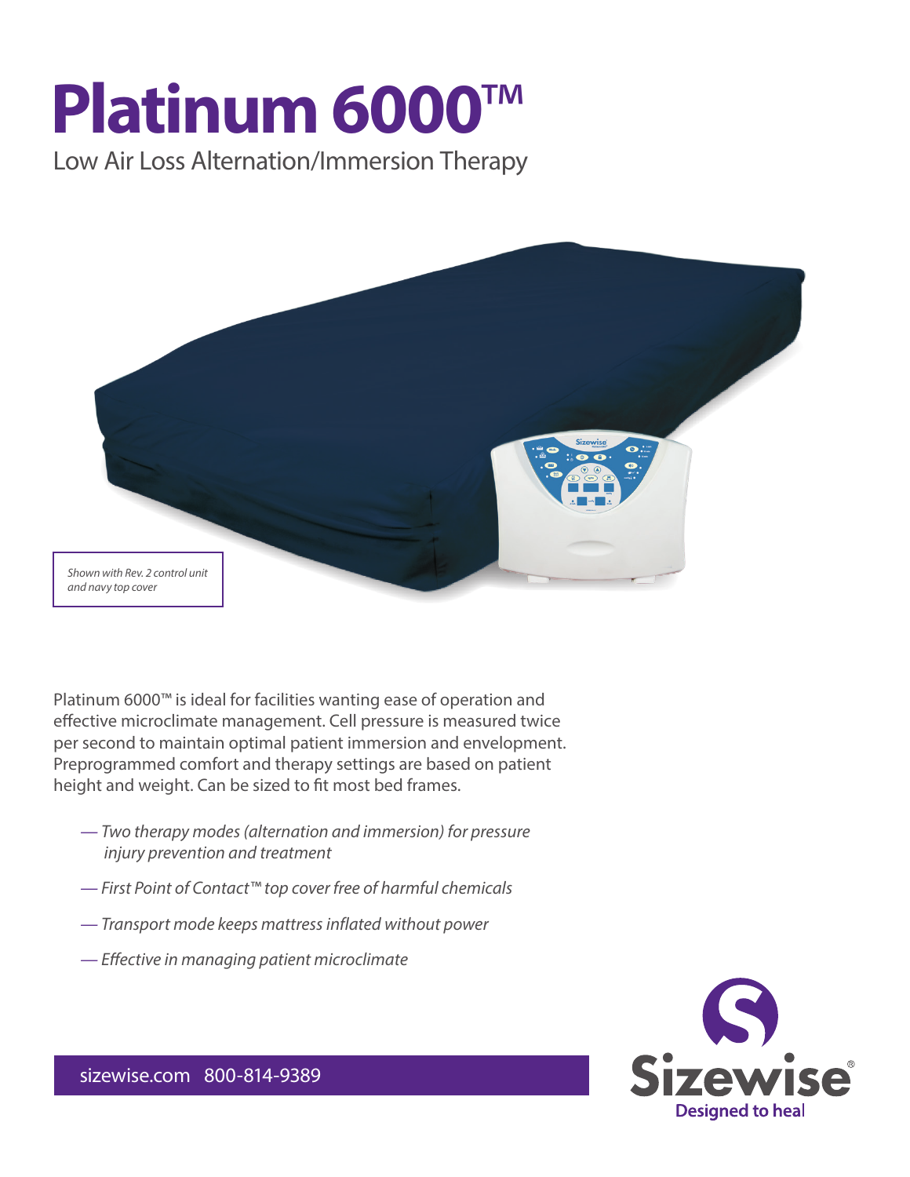# Platinum 6000™

Low Air Loss Alternation/Immersion Therapy

*Shown with Rev. 2 control unit and navy top cover*

Platinum 6000™ is ideal for facilities wanting ease of operation and effective microclimate management. Cell pressure is measured twice per second to maintain optimal patient immersion and envelopment. Preprogrammed comfort and therapy settings are based on patient height and weight. Can be sized to fit most bed frames.

- *Two therapy modes (alternation and immersion) for pressure injury prevention and treatment*
- *First Point of Contact™ top cover free of harmful chemicals*
- *Transport mode keeps mattress inflated without power*
- *Effective in managing patient microclimate*

sizewise.com 800-814-9389

Sizewise®
Designed to heal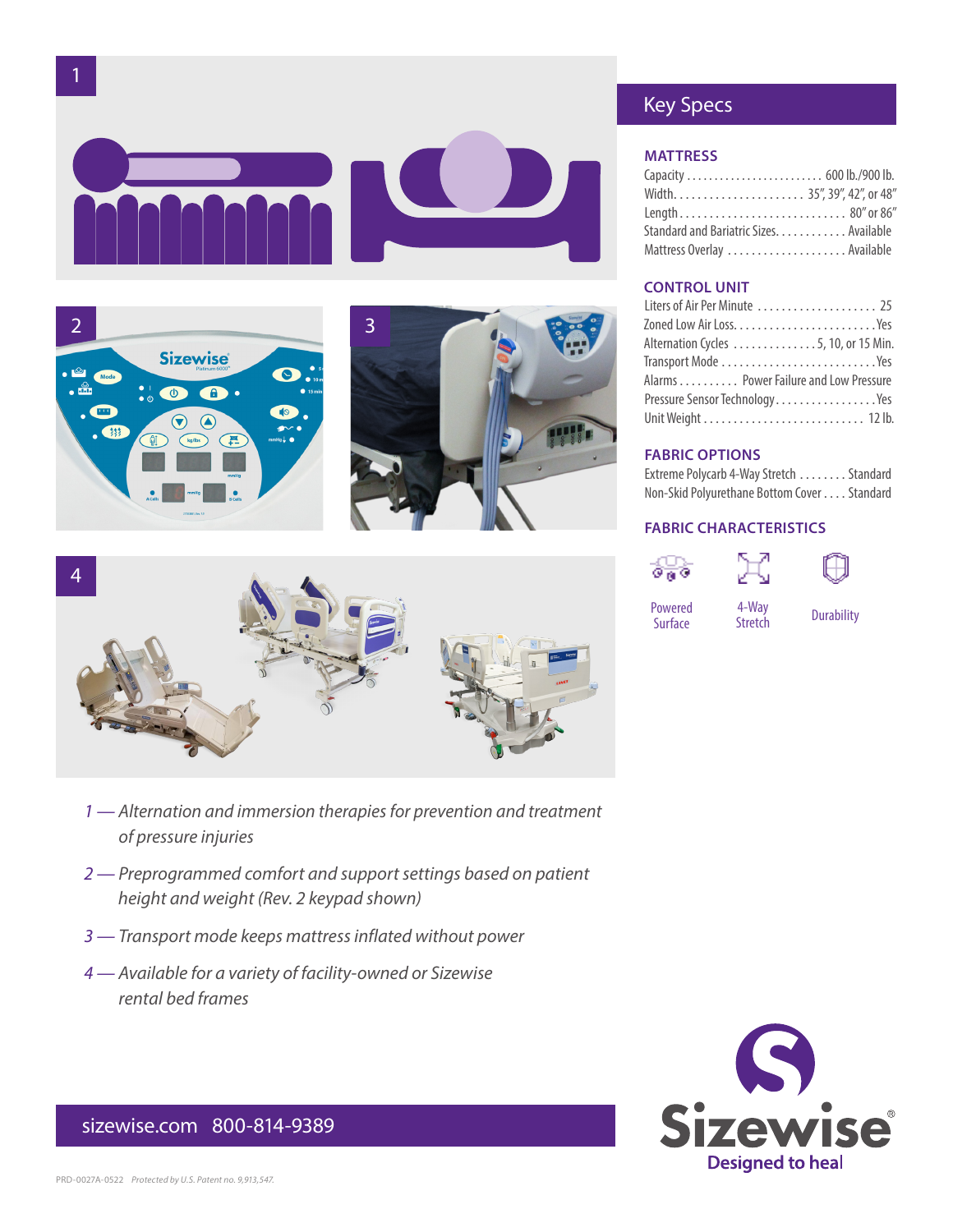## Key Specs

### MATTRESS

| | |
|---|---|
| Capacity | 600 lb./900 lb. |
| Width | 35", 39", 42", or 48" |
| Length | 80" or 86" |
| Standard and Bariatric Sizes | Available |
| Mattress Overlay | Available |

### CONTROL UNIT

| | |
|---|---|
| Liters of Air Per Minute | 25 |
| Zoned Low Air Loss | Yes |
| Alternation Cycles | 5, 10, or 15 Min. |
| Transport Mode | Yes |
| Alarms | Power Failure and Low Pressure |
| Pressure Sensor Technology | Yes |
| Unit Weight | 12 lb. |

### FABRIC OPTIONS

| | |
|---|---|
| Extreme Polycarb 4-Way Stretch | Standard |
| Non-Skid Polyurethane Bottom Cover | Standard |

### FABRIC CHARACTERISTICS

Powered Surface

4-Way Stretch

Durability

*1 — Alternation and immersion therapies for prevention and treatment of pressure injuries*

*2 — Preprogrammed comfort and support settings based on patient height and weight (Rev. 2 keypad shown)*

*3 — Transport mode keeps mattress inflated without power*

*4 — Available for a variety of facility-owned or Sizewise rental bed frames*

sizewise.com 800-814-9389

Sizewise®
Designed to heal

PRD-0027A-0522 *Protected by U.S. Patent no. 9,913,547.*